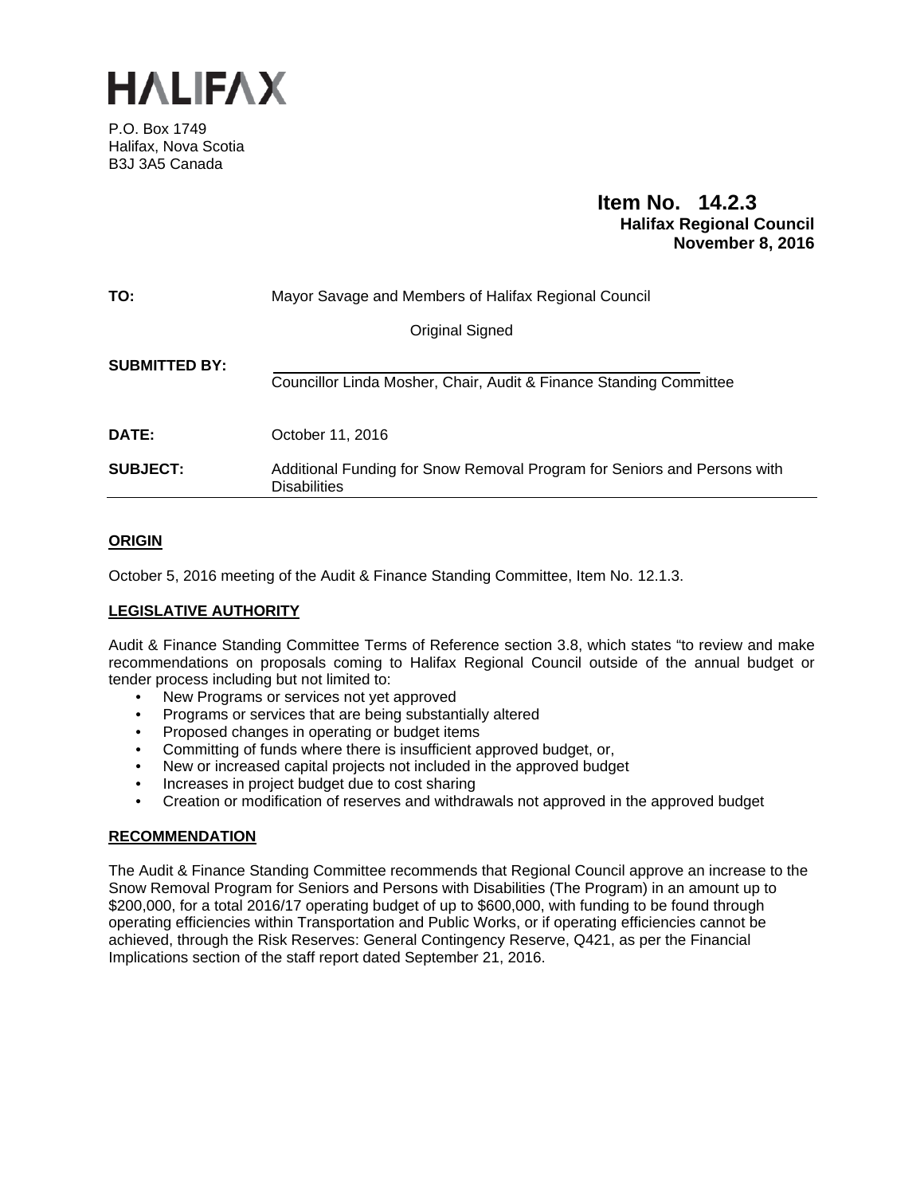# HALIFAX

P.O. Box 1749
Halifax, Nova Scotia
B3J 3A5 Canada

**Item No. 14.2.3**
**Halifax Regional Council**
**November 8, 2016**

| | |
|---|---|
| **TO:** | Mayor Savage and Members of Halifax Regional Council |
| | Original Signed |
| **SUBMITTED BY:** | Councillor Linda Mosher, Chair, Audit & Finance Standing Committee |
| **DATE:** | October 11, 2016 |
| **SUBJECT:** | Additional Funding for Snow Removal Program for Seniors and Persons with Disabilities |

## ORIGIN

October 5, 2016 meeting of the Audit & Finance Standing Committee, Item No. 12.1.3.

## LEGISLATIVE AUTHORITY

Audit & Finance Standing Committee Terms of Reference section 3.8, which states "to review and make recommendations on proposals coming to Halifax Regional Council outside of the annual budget or tender process including but not limited to:

- New Programs or services not yet approved
- Programs or services that are being substantially altered
- Proposed changes in operating or budget items
- Committing of funds where there is insufficient approved budget, or,
- New or increased capital projects not included in the approved budget
- Increases in project budget due to cost sharing
- Creation or modification of reserves and withdrawals not approved in the approved budget

## RECOMMENDATION

The Audit & Finance Standing Committee recommends that Regional Council approve an increase to the Snow Removal Program for Seniors and Persons with Disabilities (The Program) in an amount up to $200,000, for a total 2016/17 operating budget of up to $600,000, with funding to be found through operating efficiencies within Transportation and Public Works, or if operating efficiencies cannot be achieved, through the Risk Reserves: General Contingency Reserve, Q421, as per the Financial Implications section of the staff report dated September 21, 2016.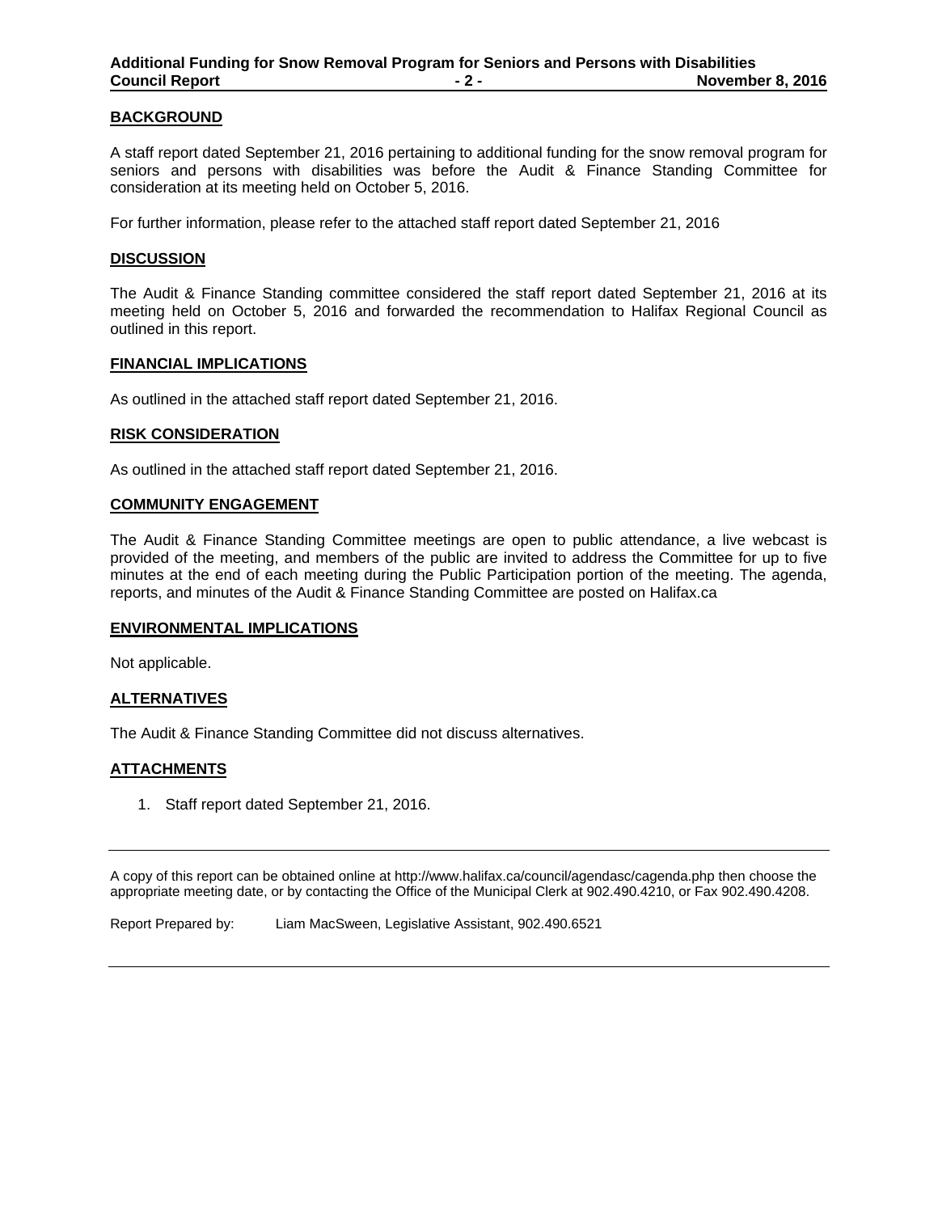## BACKGROUND

A staff report dated September 21, 2016 pertaining to additional funding for the snow removal program for seniors and persons with disabilities was before the Audit & Finance Standing Committee for consideration at its meeting held on October 5, 2016.

For further information, please refer to the attached staff report dated September 21, 2016

## DISCUSSION

The Audit & Finance Standing committee considered the staff report dated September 21, 2016 at its meeting held on October 5, 2016 and forwarded the recommendation to Halifax Regional Council as outlined in this report.

## FINANCIAL IMPLICATIONS

As outlined in the attached staff report dated September 21, 2016.

## RISK CONSIDERATION

As outlined in the attached staff report dated September 21, 2016.

## COMMUNITY ENGAGEMENT

The Audit & Finance Standing Committee meetings are open to public attendance, a live webcast is provided of the meeting, and members of the public are invited to address the Committee for up to five minutes at the end of each meeting during the Public Participation portion of the meeting. The agenda, reports, and minutes of the Audit & Finance Standing Committee are posted on Halifax.ca

## ENVIRONMENTAL IMPLICATIONS

Not applicable.

## ALTERNATIVES

The Audit & Finance Standing Committee did not discuss alternatives.

## ATTACHMENTS

1. Staff report dated September 21, 2016.

---

A copy of this report can be obtained online at http://www.halifax.ca/council/agendasc/cagenda.php then choose the appropriate meeting date, or by contacting the Office of the Municipal Clerk at 902.490.4210, or Fax 902.490.4208.

Report Prepared by: Liam MacSween, Legislative Assistant, 902.490.6521

---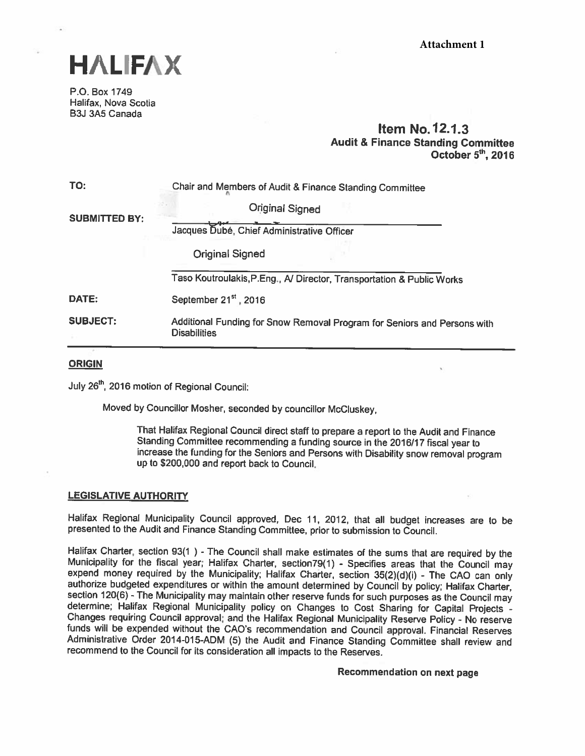Attachment 1

# HALIFAX

P.O. Box 1749
Halifax, Nova Scotia
B3J 3A5 Canada

**Item No. 12.1.3**
**Audit & Finance Standing Committee**
**October 5th, 2016**

| | |
|---|---|
| **TO:** | Chair and Members of Audit & Finance Standing Committee |
| **SUBMITTED BY:** | Original Signed<br>Jacques Dubé, Chief Administrative Officer<br><br>Original Signed<br>Taso Koutroulakis,P.Eng., A/ Director, Transportation & Public Works |
| **DATE:** | September 21st, 2016 |
| **SUBJECT:** | Additional Funding for Snow Removal Program for Seniors and Persons with Disabilities |

## ORIGIN

July 26th, 2016 motion of Regional Council:

Moved by Councillor Mosher, seconded by councillor McCluskey,

> That Halifax Regional Council direct staff to prepare a report to the Audit and Finance Standing Committee recommending a funding source in the 2016/17 fiscal year to increase the funding for the Seniors and Persons with Disability snow removal program up to $200,000 and report back to Council.

## LEGISLATIVE AUTHORITY

Halifax Regional Municipality Council approved, Dec 11, 2012, that all budget increases are to be presented to the Audit and Finance Standing Committee, prior to submission to Council.

Halifax Charter, section 93(1 ) - The Council shall make estimates of the sums that are required by the Municipality for the fiscal year; Halifax Charter, section79(1) - Specifies areas that the Council may expend money required by the Municipality; Halifax Charter, section 35(2)(d)(i) - The CAO can only authorize budgeted expenditures or within the amount determined by Council by policy; Halifax Charter, section 120(6) - The Municipality may maintain other reserve funds for such purposes as the Council may determine; Halifax Regional Municipality policy on Changes to Cost Sharing for Capital Projects - Changes requiring Council approval; and the Halifax Regional Municipality Reserve Policy - No reserve funds will be expended without the CAO's recommendation and Council approval. Financial Reserves Administrative Order 2014-015-ADM (5) the Audit and Finance Standing Committee shall review and recommend to the Council for its consideration all impacts to the Reserves.

**Recommendation on next page**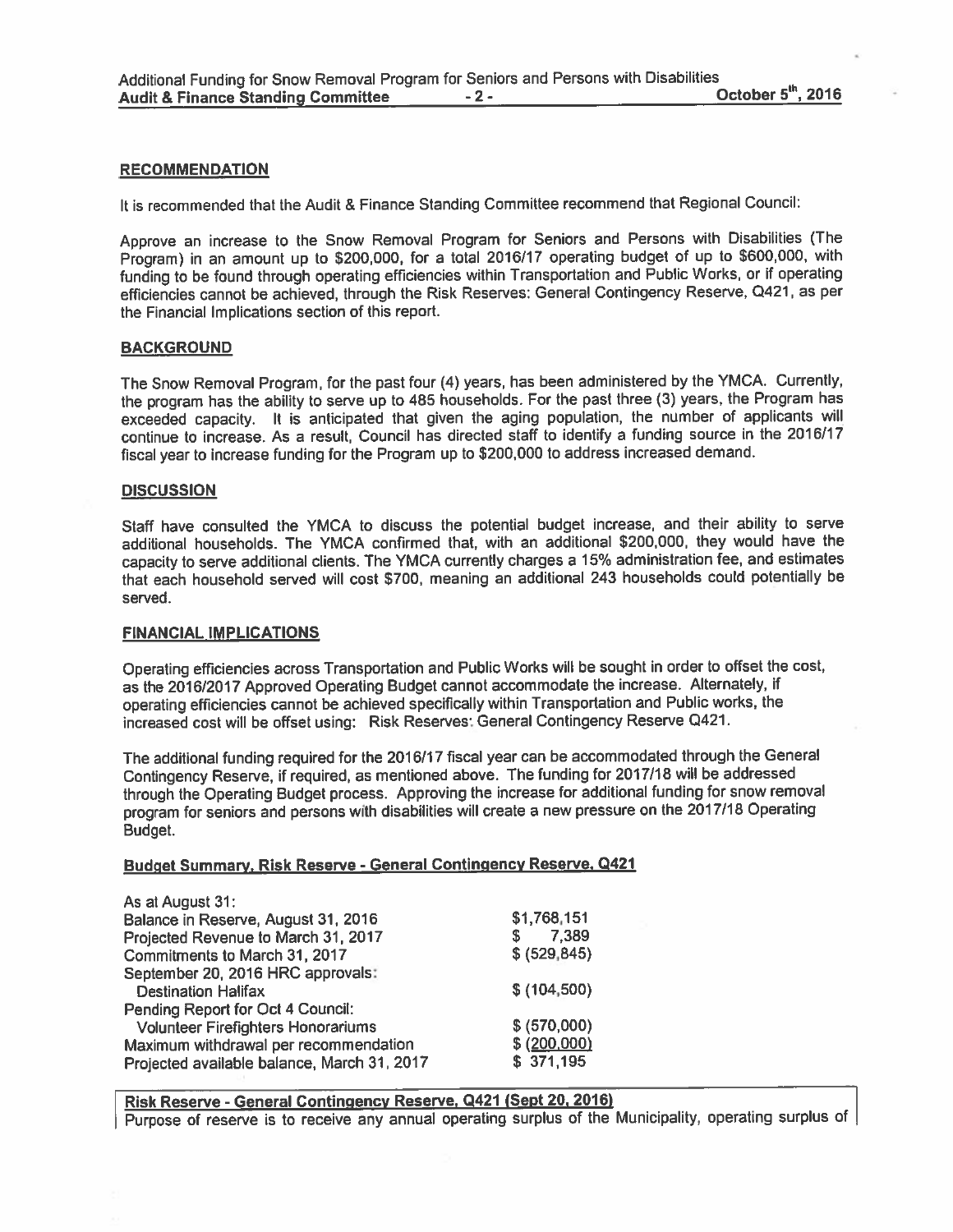## RECOMMENDATION

It is recommended that the Audit & Finance Standing Committee recommend that Regional Council:

Approve an increase to the Snow Removal Program for Seniors and Persons with Disabilities (The Program) in an amount up to $200,000, for a total 2016/17 operating budget of up to $600,000, with funding to be found through operating efficiencies within Transportation and Public Works, or if operating efficiencies cannot be achieved, through the Risk Reserves: General Contingency Reserve, Q421, as per the Financial Implications section of this report.

## BACKGROUND

The Snow Removal Program, for the past four (4) years, has been administered by the YMCA. Currently, the program has the ability to serve up to 485 households. For the past three (3) years, the Program has exceeded capacity. It is anticipated that given the aging population, the number of applicants will continue to increase. As a result, Council has directed staff to identify a funding source in the 2016/17 fiscal year to increase funding for the Program up to $200,000 to address increased demand.

## DISCUSSION

Staff have consulted the YMCA to discuss the potential budget increase, and their ability to serve additional households. The YMCA confirmed that, with an additional $200,000, they would have the capacity to serve additional clients. The YMCA currently charges a 15% administration fee, and estimates that each household served will cost $700, meaning an additional 243 households could potentially be served.

## FINANCIAL IMPLICATIONS

Operating efficiencies across Transportation and Public Works will be sought in order to offset the cost, as the 2016/2017 Approved Operating Budget cannot accommodate the increase. Alternately, if operating efficiencies cannot be achieved specifically within Transportation and Public works, the increased cost will be offset using: Risk Reserves: General Contingency Reserve Q421.

The additional funding required for the 2016/17 fiscal year can be accommodated through the General Contingency Reserve, if required, as mentioned above. The funding for 2017/18 will be addressed through the Operating Budget process. Approving the increase for additional funding for snow removal program for seniors and persons with disabilities will create a new pressure on the 2017/18 Operating Budget.

### Budget Summary, Risk Reserve - General Contingency Reserve, Q421

| As at August 31: | |
|---|---|
| Balance in Reserve, August 31, 2016 | $1,768,151 |
| Projected Revenue to March 31, 2017 | $ 7,389 |
| Commitments to March 31, 2017 | $ (529,845) |
| September 20, 2016 HRC approvals: | |
| Destination Halifax | $ (104,500) |
| Pending Report for Oct 4 Council: | |
| Volunteer Firefighters Honorariums | $ (570,000) |
| Maximum withdrawal per recommendation | $ (200,000) |
| Projected available balance, March 31, 2017 | $ 371,195 |

**Risk Reserve - General Contingency Reserve, Q421 (Sept 20, 2016)**

Purpose of reserve is to receive any annual operating surplus of the Municipality, operating surplus of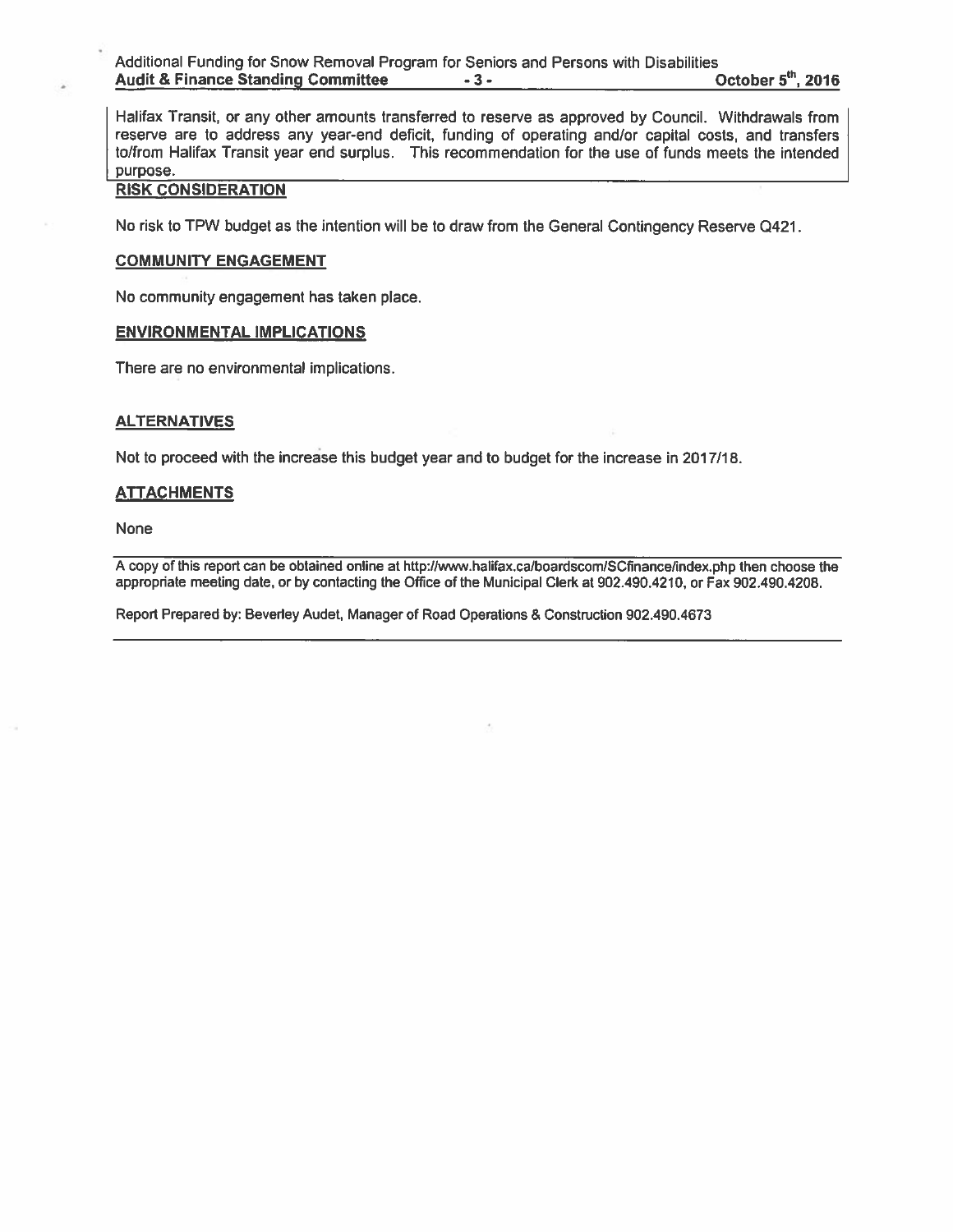Halifax Transit, or any other amounts transferred to reserve as approved by Council. Withdrawals from reserve are to address any year-end deficit, funding of operating and/or capital costs, and transfers to/from Halifax Transit year end surplus. This recommendation for the use of funds meets the intended purpose.

## RISK CONSIDERATION

No risk to TPW budget as the intention will be to draw from the General Contingency Reserve Q421.

## COMMUNITY ENGAGEMENT

No community engagement has taken place.

## ENVIRONMENTAL IMPLICATIONS

There are no environmental implications.

## ALTERNATIVES

Not to proceed with the increase this budget year and to budget for the increase in 2017/18.

## ATTACHMENTS

None

---

A copy of this report can be obtained online at http://www.halifax.ca/boardscom/SCfinance/index.php then choose the appropriate meeting date, or by contacting the Office of the Municipal Clerk at 902.490.4210, or Fax 902.490.4208.

Report Prepared by: Beverley Audet, Manager of Road Operations & Construction 902.490.4673

---